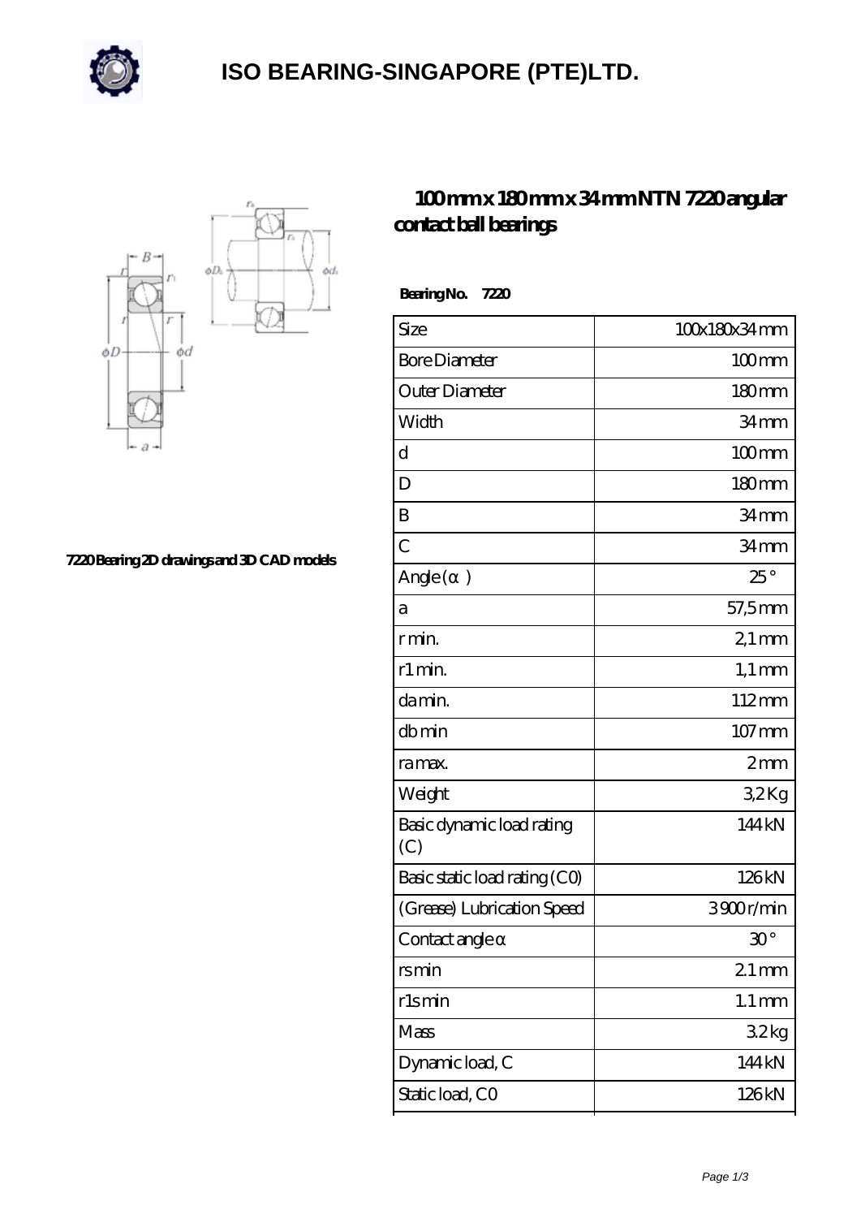# ISO BEARING-SINGAPORE (PTE)LTD.

7220 Bearing 2D drawings and 3D CAD models

## 100 mm x 180 mm x 34 mm NTN 7220 angular contact ball bearings

**Bearing No. 7220**

| Size | 100x180x34 mm |
|---|---|
| Bore Diameter | 100 mm |
| Outer Diameter | 180 mm |
| Width | 34 mm |
| d | 100 mm |
| D | 180 mm |
| B | 34 mm |
| C | 34 mm |
| Angle (α) | 25 ° |
| a | 57,5 mm |
| r min. | 2,1 mm |
| r1 min. | 1,1 mm |
| da min. | 112 mm |
| db min | 107 mm |
| ra max. | 2 mm |
| Weight | 3,2 Kg |
| Basic dynamic load rating (C) | 144 kN |
| Basic static load rating (C0) | 126 kN |
| (Grease) Lubrication Speed | 3900 r/min |
| Contact angle α | 30 ° |
| rs min | 2.1 mm |
| r1s min | 1.1 mm |
| Mass | 3.2 kg |
| Dynamic load, C | 144 kN |
| Static load, C0 | 126 kN |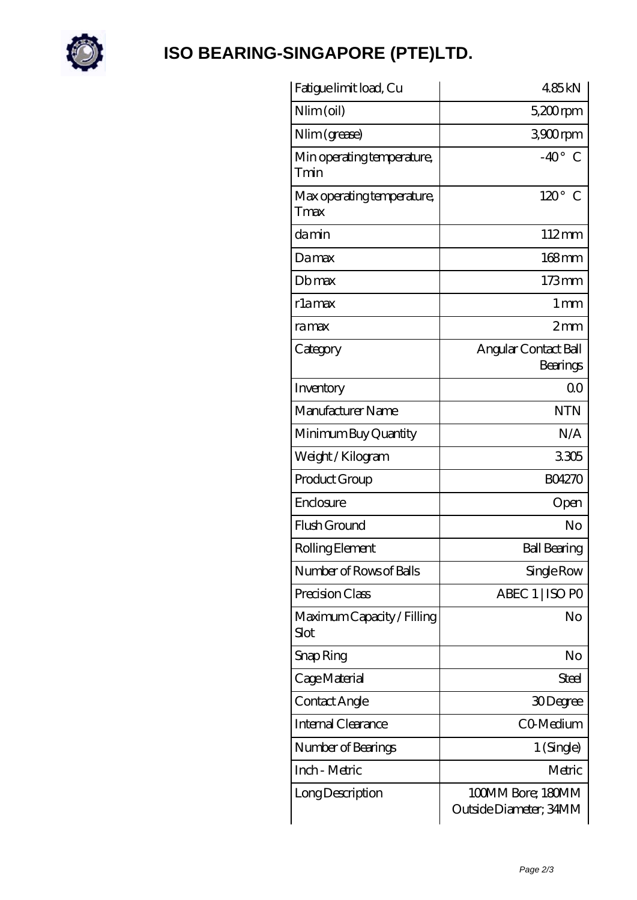# ISO BEARING-SINGAPORE (PTE)LTD.

| | |
|---|---|
| Fatigue limit load, Cu | 4.85 kN |
| Nlim (oil) | 5,200 rpm |
| Nlim (grease) | 3,900 rpm |
| Min operating temperature, Tmin | -40 ° C |
| Max operating temperature, Tmax | 120 ° C |
| da min | 112 mm |
| Da max | 168 mm |
| Db max | 173 mm |
| r1a max | 1 mm |
| ra max | 2 mm |
| Category | Angular Contact Ball Bearings |
| Inventory | 0.0 |
| Manufacturer Name | NTN |
| Minimum Buy Quantity | N/A |
| Weight / Kilogram | 3.305 |
| Product Group | B04270 |
| Enclosure | Open |
| Flush Ground | No |
| Rolling Element | Ball Bearing |
| Number of Rows of Balls | Single Row |
| Precision Class | ABEC 1 \| ISO P0 |
| Maximum Capacity / Filling Slot | No |
| Snap Ring | No |
| Cage Material | Steel |
| Contact Angle | 30 Degree |
| Internal Clearance | C0-Medium |
| Number of Bearings | 1 (Single) |
| Inch - Metric | Metric |
| Long Description | 100MM Bore; 180MM Outside Diameter; 34MM |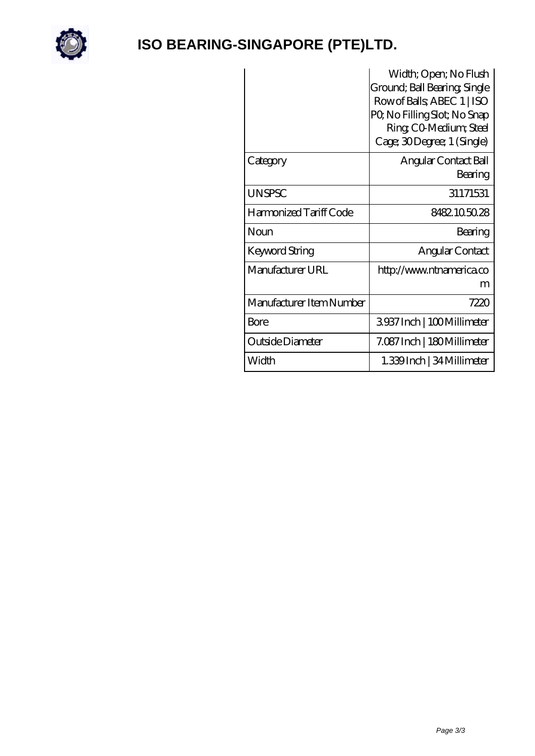# ISO BEARING-SINGAPORE (PTE)LTD.

| | |
|---|---|
| | Width; Open; No Flush Ground; Ball Bearing; Single Row of Balls; ABEC 1 \| ISO P0; No Filling Slot; No Snap Ring; C0-Medium; Steel Cage; 30 Degree; 1 (Single) |
| Category | Angular Contact Ball Bearing |
| UNSPSC | 31171531 |
| Harmonized Tariff Code | 8482.10.50.28 |
| Noun | Bearing |
| Keyword String | Angular Contact |
| Manufacturer URL | http://www.ntnamerica.com |
| Manufacturer Item Number | 7220 |
| Bore | 3.937 Inch \| 100 Millimeter |
| Outside Diameter | 7.087 Inch \| 180 Millimeter |
| Width | 1.339 Inch \| 34 Millimeter |